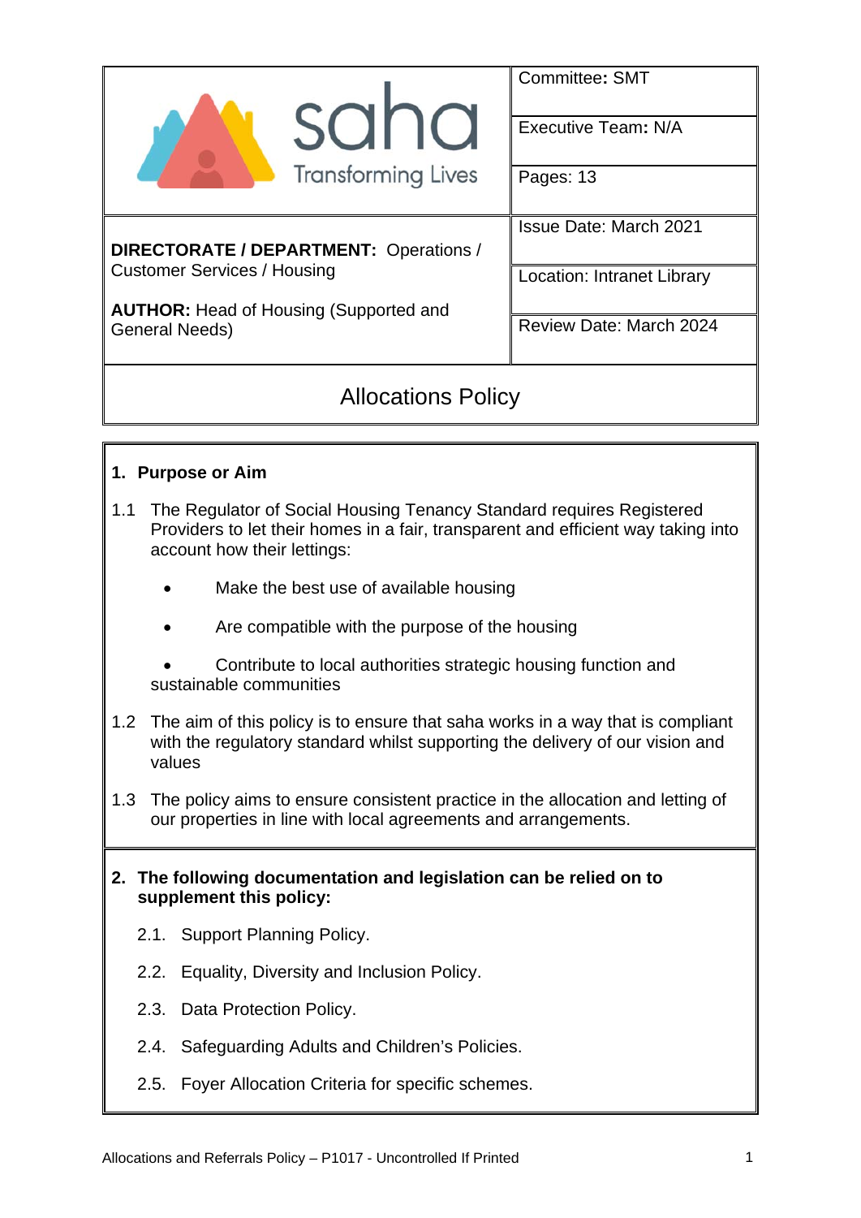| saha Transforming Lives | Committee: SMT |
| --- | --- |
| | Executive Team: N/A |
| | Pages: 13 |
| **DIRECTORATE / DEPARTMENT:** Operations / Customer Services / Housing<br><br>**AUTHOR:** Head of Housing (Supported and General Needs) | Issue Date: March 2021 |
| | Location: Intranet Library |
| | Review Date: March 2024 |

# Allocations Policy

## 1. Purpose or Aim

1.1 The Regulator of Social Housing Tenancy Standard requires Registered Providers to let their homes in a fair, transparent and efficient way taking into account how their lettings:

- Make the best use of available housing
- Are compatible with the purpose of the housing
- Contribute to local authorities strategic housing function and sustainable communities

1.2 The aim of this policy is to ensure that saha works in a way that is compliant with the regulatory standard whilst supporting the delivery of our vision and values

1.3 The policy aims to ensure consistent practice in the allocation and letting of our properties in line with local agreements and arrangements.

## 2. The following documentation and legislation can be relied on to supplement this policy:

2.1. Support Planning Policy.

2.2. Equality, Diversity and Inclusion Policy.

2.3. Data Protection Policy.

2.4. Safeguarding Adults and Children's Policies.

2.5. Foyer Allocation Criteria for specific schemes.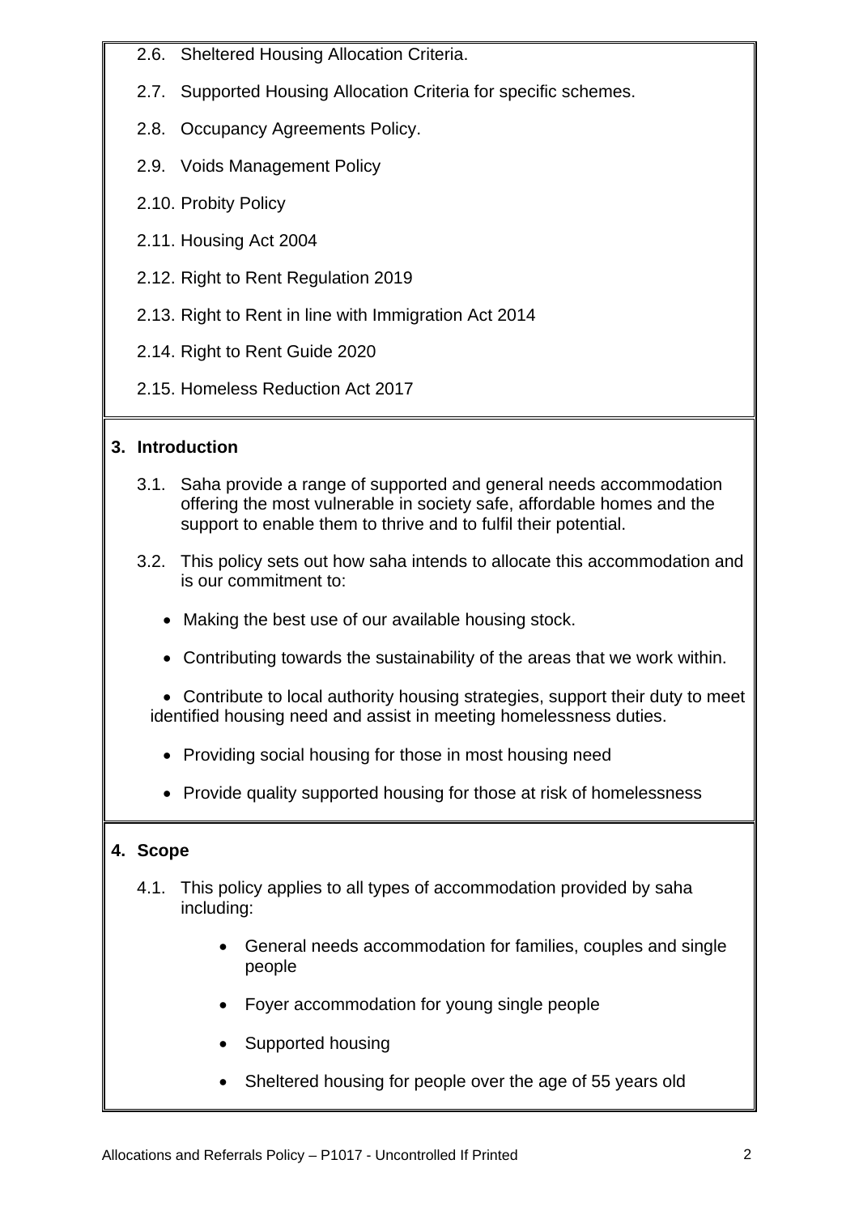2.6. Sheltered Housing Allocation Criteria.

2.7. Supported Housing Allocation Criteria for specific schemes.

2.8. Occupancy Agreements Policy.

2.9. Voids Management Policy

2.10. Probity Policy

2.11. Housing Act 2004

2.12. Right to Rent Regulation 2019

2.13. Right to Rent in line with Immigration Act 2014

2.14. Right to Rent Guide 2020

2.15. Homeless Reduction Act 2017

## 3. Introduction

3.1. Saha provide a range of supported and general needs accommodation offering the most vulnerable in society safe, affordable homes and the support to enable them to thrive and to fulfil their potential.

3.2. This policy sets out how saha intends to allocate this accommodation and is our commitment to:

- Making the best use of our available housing stock.
- Contributing towards the sustainability of the areas that we work within.
- Contribute to local authority housing strategies, support their duty to meet identified housing need and assist in meeting homelessness duties.
- Providing social housing for those in most housing need
- Provide quality supported housing for those at risk of homelessness

## 4. Scope

4.1. This policy applies to all types of accommodation provided by saha including:

- General needs accommodation for families, couples and single people
- Foyer accommodation for young single people
- Supported housing
- Sheltered housing for people over the age of 55 years old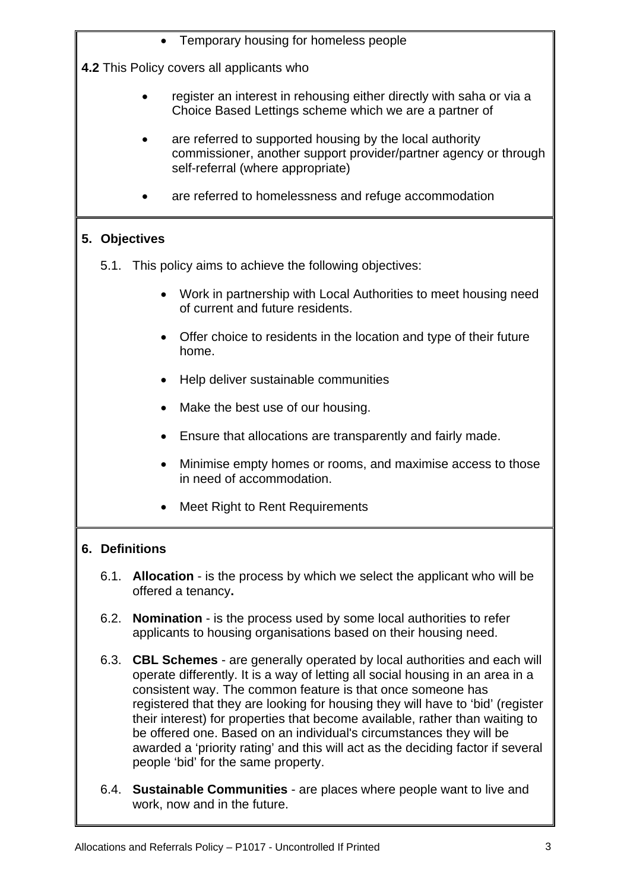- Temporary housing for homeless people

**4.2** This Policy covers all applicants who

- register an interest in rehousing either directly with saha or via a Choice Based Lettings scheme which we are a partner of
- are referred to supported housing by the local authority commissioner, another support provider/partner agency or through self-referral (where appropriate)
- are referred to homelessness and refuge accommodation

## 5. Objectives

5.1. This policy aims to achieve the following objectives:

- Work in partnership with Local Authorities to meet housing need of current and future residents.
- Offer choice to residents in the location and type of their future home.
- Help deliver sustainable communities
- Make the best use of our housing.
- Ensure that allocations are transparently and fairly made.
- Minimise empty homes or rooms, and maximise access to those in need of accommodation.
- Meet Right to Rent Requirements

## 6. Definitions

6.1. **Allocation** - is the process by which we select the applicant who will be offered a tenancy**.**

6.2. **Nomination** - is the process used by some local authorities to refer applicants to housing organisations based on their housing need.

6.3. **CBL Schemes** - are generally operated by local authorities and each will operate differently. It is a way of letting all social housing in an area in a consistent way. The common feature is that once someone has registered that they are looking for housing they will have to 'bid' (register their interest) for properties that become available, rather than waiting to be offered one. Based on an individual's circumstances they will be awarded a 'priority rating' and this will act as the deciding factor if several people 'bid' for the same property.

6.4. **Sustainable Communities** - are places where people want to live and work, now and in the future.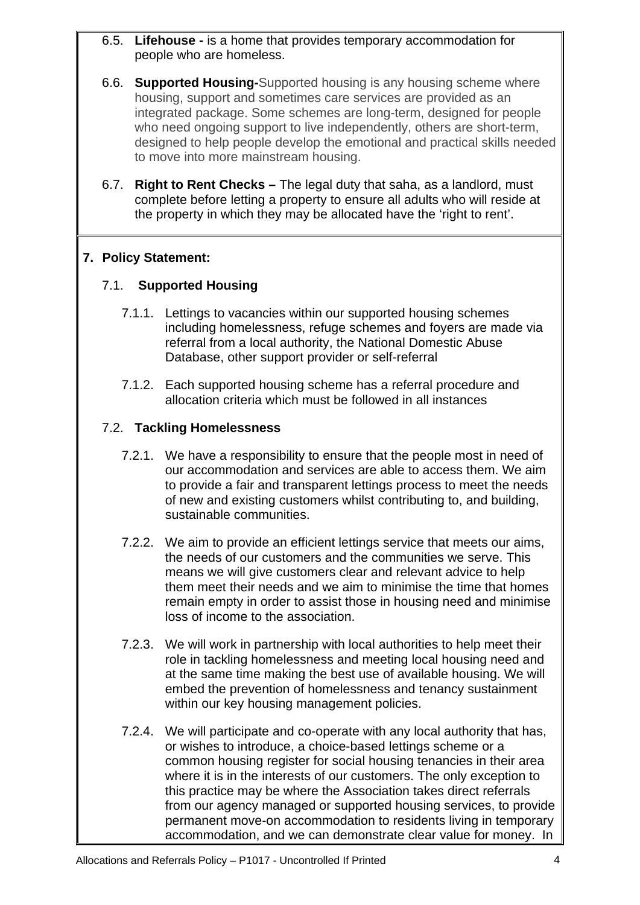6.5. **Lifehouse -** is a home that provides temporary accommodation for people who are homeless.

6.6. **Supported Housing-**Supported housing is any housing scheme where housing, support and sometimes care services are provided as an integrated package. Some schemes are long-term, designed for people who need ongoing support to live independently, others are short-term, designed to help people develop the emotional and practical skills needed to move into more mainstream housing.

6.7. **Right to Rent Checks –** The legal duty that saha, as a landlord, must complete before letting a property to ensure all adults who will reside at the property in which they may be allocated have the 'right to rent'.

## 7. Policy Statement:

### 7.1. Supported Housing

7.1.1. Lettings to vacancies within our supported housing schemes including homelessness, refuge schemes and foyers are made via referral from a local authority, the National Domestic Abuse Database, other support provider or self-referral

7.1.2. Each supported housing scheme has a referral procedure and allocation criteria which must be followed in all instances

### 7.2. Tackling Homelessness

7.2.1. We have a responsibility to ensure that the people most in need of our accommodation and services are able to access them. We aim to provide a fair and transparent lettings process to meet the needs of new and existing customers whilst contributing to, and building, sustainable communities.

7.2.2. We aim to provide an efficient lettings service that meets our aims, the needs of our customers and the communities we serve. This means we will give customers clear and relevant advice to help them meet their needs and we aim to minimise the time that homes remain empty in order to assist those in housing need and minimise loss of income to the association.

7.2.3. We will work in partnership with local authorities to help meet their role in tackling homelessness and meeting local housing need and at the same time making the best use of available housing. We will embed the prevention of homelessness and tenancy sustainment within our key housing management policies.

7.2.4. We will participate and co-operate with any local authority that has, or wishes to introduce, a choice-based lettings scheme or a common housing register for social housing tenancies in their area where it is in the interests of our customers. The only exception to this practice may be where the Association takes direct referrals from our agency managed or supported housing services, to provide permanent move-on accommodation to residents living in temporary accommodation, and we can demonstrate clear value for money. In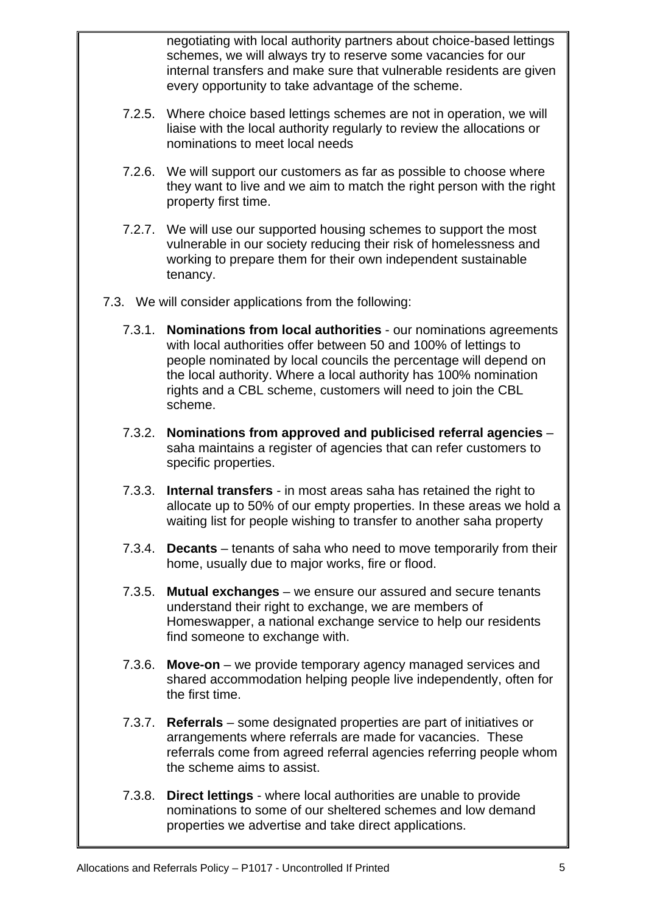negotiating with local authority partners about choice-based lettings schemes, we will always try to reserve some vacancies for our internal transfers and make sure that vulnerable residents are given every opportunity to take advantage of the scheme.

7.2.5. Where choice based lettings schemes are not in operation, we will liaise with the local authority regularly to review the allocations or nominations to meet local needs

7.2.6. We will support our customers as far as possible to choose where they want to live and we aim to match the right person with the right property first time.

7.2.7. We will use our supported housing schemes to support the most vulnerable in our society reducing their risk of homelessness and working to prepare them for their own independent sustainable tenancy.

7.3. We will consider applications from the following:

7.3.1. **Nominations from local authorities** - our nominations agreements with local authorities offer between 50 and 100% of lettings to people nominated by local councils the percentage will depend on the local authority. Where a local authority has 100% nomination rights and a CBL scheme, customers will need to join the CBL scheme.

7.3.2. **Nominations from approved and publicised referral agencies** – saha maintains a register of agencies that can refer customers to specific properties.

7.3.3. **Internal transfers** - in most areas saha has retained the right to allocate up to 50% of our empty properties. In these areas we hold a waiting list for people wishing to transfer to another saha property

7.3.4. **Decants** – tenants of saha who need to move temporarily from their home, usually due to major works, fire or flood.

7.3.5. **Mutual exchanges** – we ensure our assured and secure tenants understand their right to exchange, we are members of Homeswapper, a national exchange service to help our residents find someone to exchange with.

7.3.6. **Move-on** – we provide temporary agency managed services and shared accommodation helping people live independently, often for the first time.

7.3.7. **Referrals** – some designated properties are part of initiatives or arrangements where referrals are made for vacancies. These referrals come from agreed referral agencies referring people whom the scheme aims to assist.

7.3.8. **Direct lettings** - where local authorities are unable to provide nominations to some of our sheltered schemes and low demand properties we advertise and take direct applications.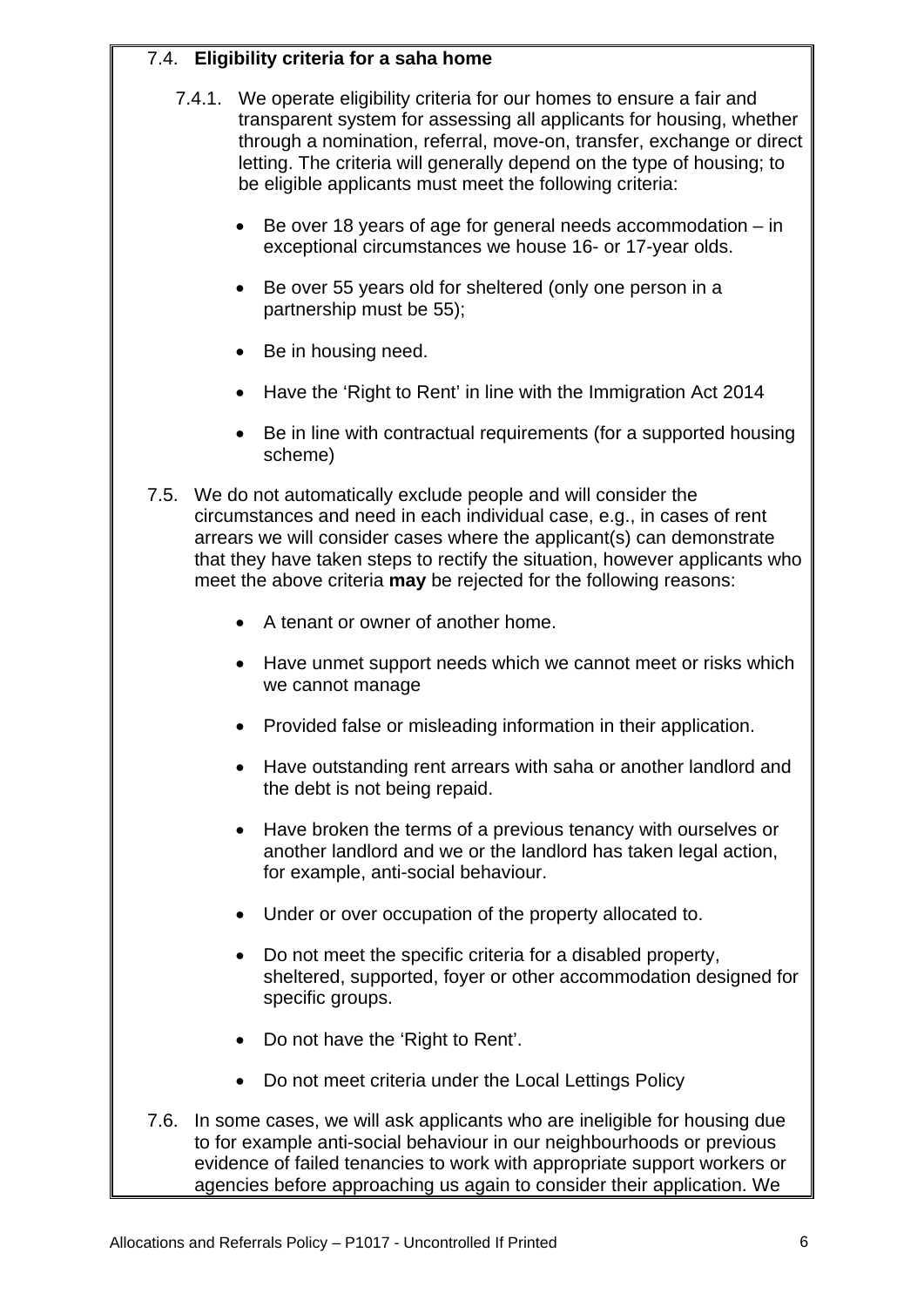## 7.4. Eligibility criteria for a saha home

7.4.1. We operate eligibility criteria for our homes to ensure a fair and transparent system for assessing all applicants for housing, whether through a nomination, referral, move-on, transfer, exchange or direct letting. The criteria will generally depend on the type of housing; to be eligible applicants must meet the following criteria:

- Be over 18 years of age for general needs accommodation – in exceptional circumstances we house 16- or 17-year olds.
- Be over 55 years old for sheltered (only one person in a partnership must be 55);
- Be in housing need.
- Have the 'Right to Rent' in line with the Immigration Act 2014
- Be in line with contractual requirements (for a supported housing scheme)

7.5. We do not automatically exclude people and will consider the circumstances and need in each individual case, e.g., in cases of rent arrears we will consider cases where the applicant(s) can demonstrate that they have taken steps to rectify the situation, however applicants who meet the above criteria **may** be rejected for the following reasons:

- A tenant or owner of another home.
- Have unmet support needs which we cannot meet or risks which we cannot manage
- Provided false or misleading information in their application.
- Have outstanding rent arrears with saha or another landlord and the debt is not being repaid.
- Have broken the terms of a previous tenancy with ourselves or another landlord and we or the landlord has taken legal action, for example, anti-social behaviour.
- Under or over occupation of the property allocated to.
- Do not meet the specific criteria for a disabled property, sheltered, supported, foyer or other accommodation designed for specific groups.
- Do not have the 'Right to Rent'.
- Do not meet criteria under the Local Lettings Policy

7.6. In some cases, we will ask applicants who are ineligible for housing due to for example anti-social behaviour in our neighbourhoods or previous evidence of failed tenancies to work with appropriate support workers or agencies before approaching us again to consider their application. We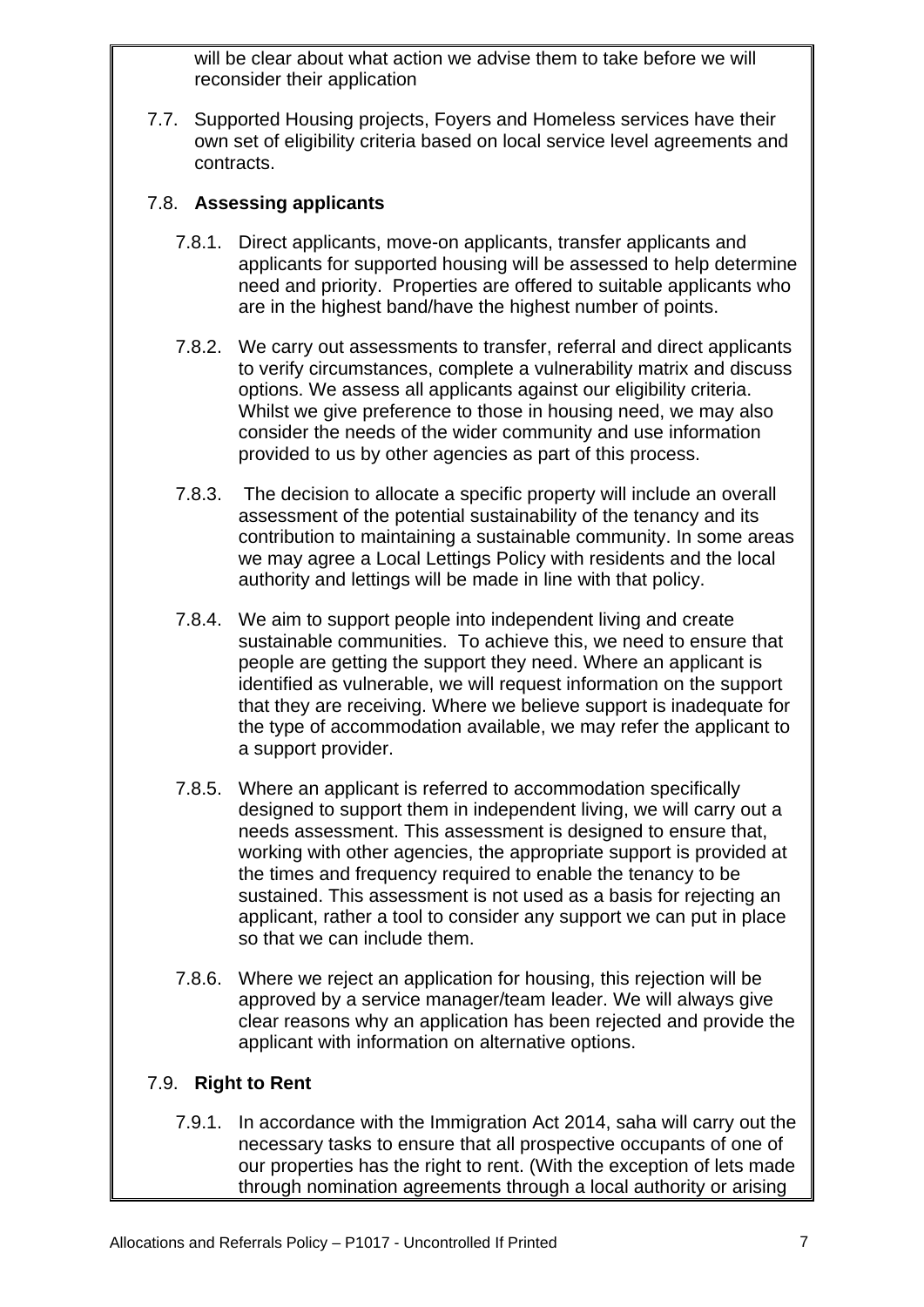will be clear about what action we advise them to take before we will reconsider their application

7.7. Supported Housing projects, Foyers and Homeless services have their own set of eligibility criteria based on local service level agreements and contracts.

7.8. **Assessing applicants**

7.8.1. Direct applicants, move-on applicants, transfer applicants and applicants for supported housing will be assessed to help determine need and priority. Properties are offered to suitable applicants who are in the highest band/have the highest number of points.

7.8.2. We carry out assessments to transfer, referral and direct applicants to verify circumstances, complete a vulnerability matrix and discuss options. We assess all applicants against our eligibility criteria. Whilst we give preference to those in housing need, we may also consider the needs of the wider community and use information provided to us by other agencies as part of this process.

7.8.3. The decision to allocate a specific property will include an overall assessment of the potential sustainability of the tenancy and its contribution to maintaining a sustainable community. In some areas we may agree a Local Lettings Policy with residents and the local authority and lettings will be made in line with that policy.

7.8.4. We aim to support people into independent living and create sustainable communities. To achieve this, we need to ensure that people are getting the support they need. Where an applicant is identified as vulnerable, we will request information on the support that they are receiving. Where we believe support is inadequate for the type of accommodation available, we may refer the applicant to a support provider.

7.8.5. Where an applicant is referred to accommodation specifically designed to support them in independent living, we will carry out a needs assessment. This assessment is designed to ensure that, working with other agencies, the appropriate support is provided at the times and frequency required to enable the tenancy to be sustained. This assessment is not used as a basis for rejecting an applicant, rather a tool to consider any support we can put in place so that we can include them.

7.8.6. Where we reject an application for housing, this rejection will be approved by a service manager/team leader. We will always give clear reasons why an application has been rejected and provide the applicant with information on alternative options.

7.9. **Right to Rent**

7.9.1. In accordance with the Immigration Act 2014, saha will carry out the necessary tasks to ensure that all prospective occupants of one of our properties has the right to rent. (With the exception of lets made through nomination agreements through a local authority or arising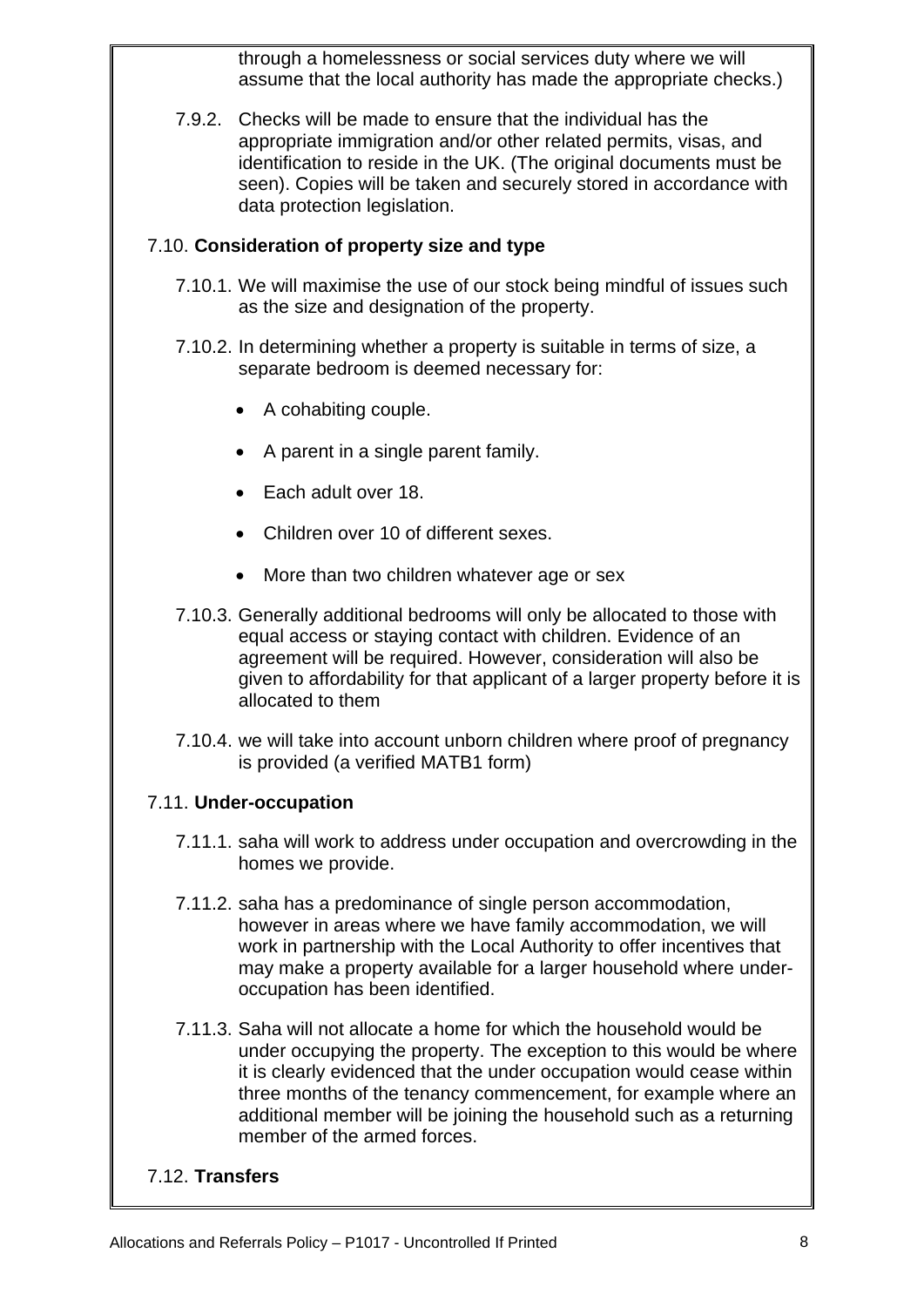through a homelessness or social services duty where we will assume that the local authority has made the appropriate checks.)

7.9.2. Checks will be made to ensure that the individual has the appropriate immigration and/or other related permits, visas, and identification to reside in the UK. (The original documents must be seen). Copies will be taken and securely stored in accordance with data protection legislation.

7.10. **Consideration of property size and type**

7.10.1. We will maximise the use of our stock being mindful of issues such as the size and designation of the property.

7.10.2. In determining whether a property is suitable in terms of size, a separate bedroom is deemed necessary for:

- A cohabiting couple.
- A parent in a single parent family.
- Each adult over 18.
- Children over 10 of different sexes.
- More than two children whatever age or sex

7.10.3. Generally additional bedrooms will only be allocated to those with equal access or staying contact with children. Evidence of an agreement will be required. However, consideration will also be given to affordability for that applicant of a larger property before it is allocated to them

7.10.4. we will take into account unborn children where proof of pregnancy is provided (a verified MATB1 form)

7.11. **Under-occupation**

7.11.1. saha will work to address under occupation and overcrowding in the homes we provide.

7.11.2. saha has a predominance of single person accommodation, however in areas where we have family accommodation, we will work in partnership with the Local Authority to offer incentives that may make a property available for a larger household where under-occupation has been identified.

7.11.3. Saha will not allocate a home for which the household would be under occupying the property. The exception to this would be where it is clearly evidenced that the under occupation would cease within three months of the tenancy commencement, for example where an additional member will be joining the household such as a returning member of the armed forces.

7.12. **Transfers**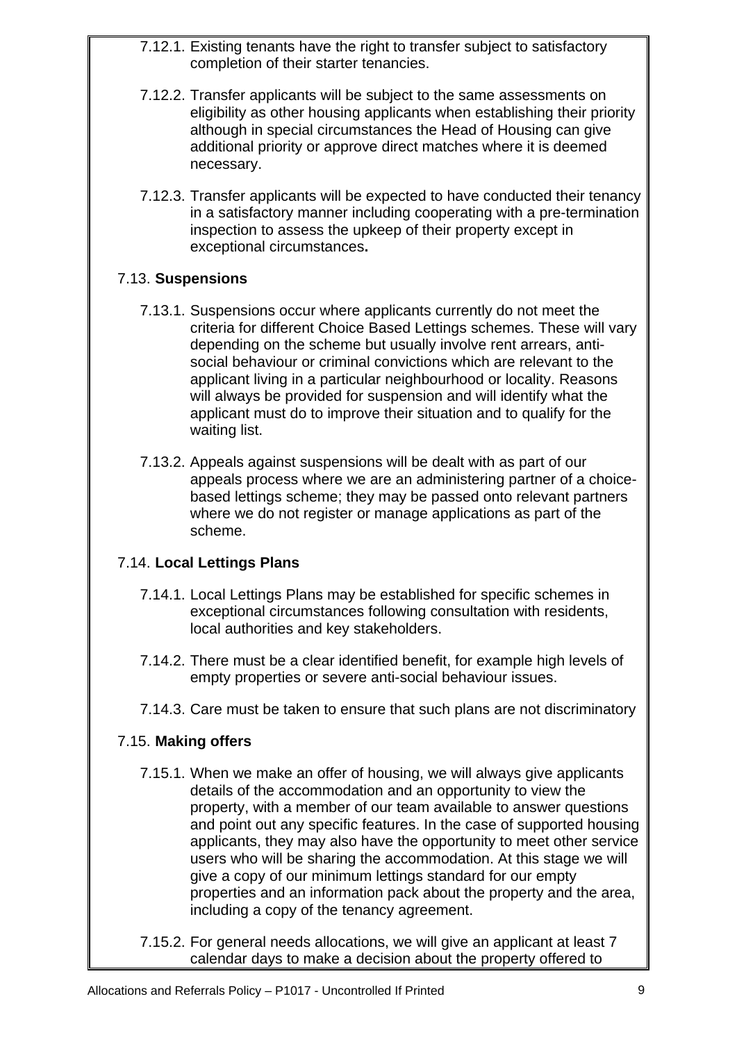7.12.1. Existing tenants have the right to transfer subject to satisfactory completion of their starter tenancies.

7.12.2. Transfer applicants will be subject to the same assessments on eligibility as other housing applicants when establishing their priority although in special circumstances the Head of Housing can give additional priority or approve direct matches where it is deemed necessary.

7.12.3. Transfer applicants will be expected to have conducted their tenancy in a satisfactory manner including cooperating with a pre-termination inspection to assess the upkeep of their property except in exceptional circumstances**.**

7.13. **Suspensions**

7.13.1. Suspensions occur where applicants currently do not meet the criteria for different Choice Based Lettings schemes. These will vary depending on the scheme but usually involve rent arrears, anti-social behaviour or criminal convictions which are relevant to the applicant living in a particular neighbourhood or locality. Reasons will always be provided for suspension and will identify what the applicant must do to improve their situation and to qualify for the waiting list.

7.13.2. Appeals against suspensions will be dealt with as part of our appeals process where we are an administering partner of a choice-based lettings scheme; they may be passed onto relevant partners where we do not register or manage applications as part of the scheme.

7.14. **Local Lettings Plans**

7.14.1. Local Lettings Plans may be established for specific schemes in exceptional circumstances following consultation with residents, local authorities and key stakeholders.

7.14.2. There must be a clear identified benefit, for example high levels of empty properties or severe anti-social behaviour issues.

7.14.3. Care must be taken to ensure that such plans are not discriminatory

7.15. **Making offers**

7.15.1. When we make an offer of housing, we will always give applicants details of the accommodation and an opportunity to view the property, with a member of our team available to answer questions and point out any specific features. In the case of supported housing applicants, they may also have the opportunity to meet other service users who will be sharing the accommodation. At this stage we will give a copy of our minimum lettings standard for our empty properties and an information pack about the property and the area, including a copy of the tenancy agreement.

7.15.2. For general needs allocations, we will give an applicant at least 7 calendar days to make a decision about the property offered to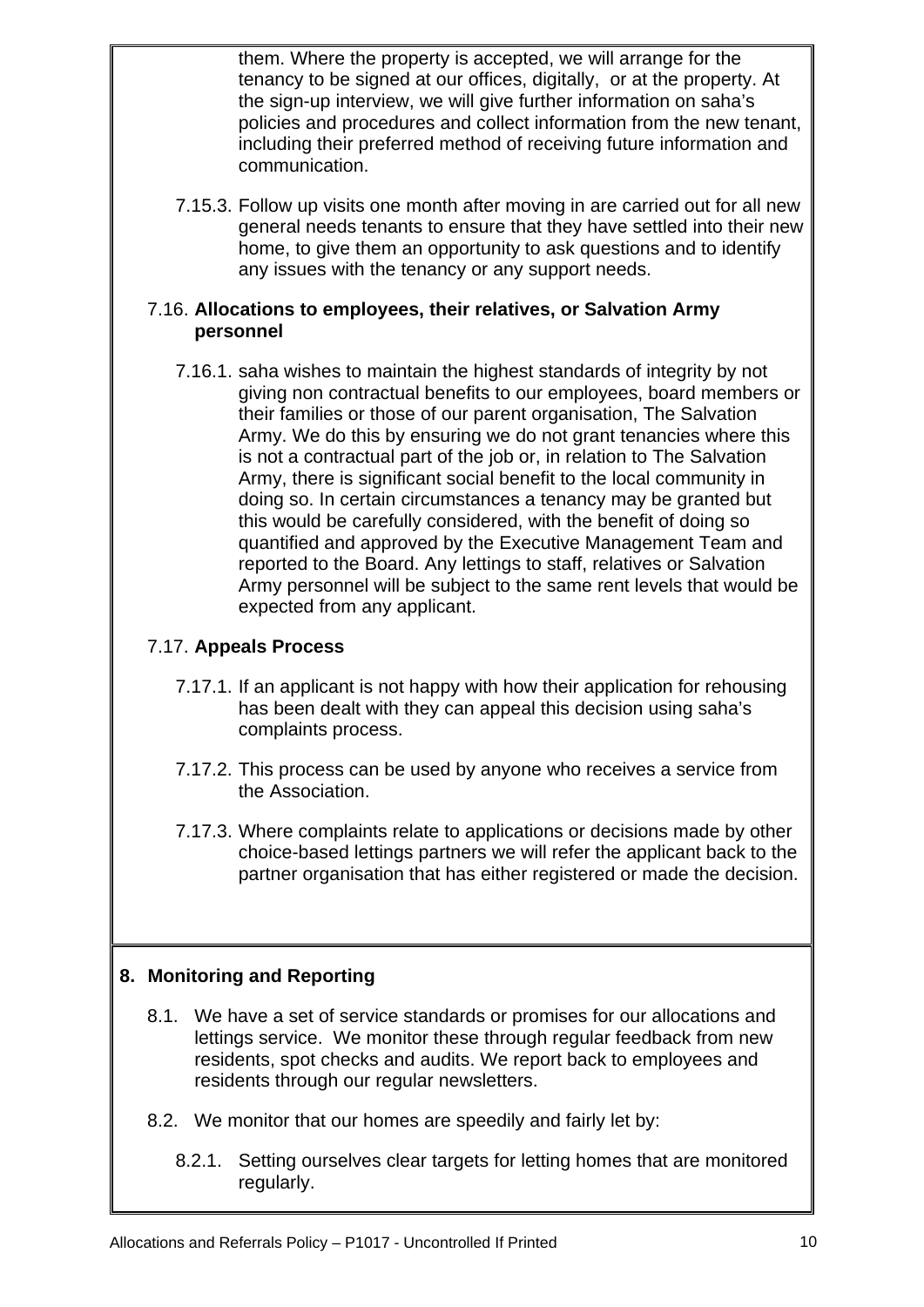them. Where the property is accepted, we will arrange for the tenancy to be signed at our offices, digitally, or at the property. At the sign-up interview, we will give further information on saha's policies and procedures and collect information from the new tenant, including their preferred method of receiving future information and communication.

7.15.3. Follow up visits one month after moving in are carried out for all new general needs tenants to ensure that they have settled into their new home, to give them an opportunity to ask questions and to identify any issues with the tenancy or any support needs.

### 7.16. Allocations to employees, their relatives, or Salvation Army personnel

7.16.1. saha wishes to maintain the highest standards of integrity by not giving non contractual benefits to our employees, board members or their families or those of our parent organisation, The Salvation Army. We do this by ensuring we do not grant tenancies where this is not a contractual part of the job or, in relation to The Salvation Army, there is significant social benefit to the local community in doing so. In certain circumstances a tenancy may be granted but this would be carefully considered, with the benefit of doing so quantified and approved by the Executive Management Team and reported to the Board. Any lettings to staff, relatives or Salvation Army personnel will be subject to the same rent levels that would be expected from any applicant.

### 7.17. Appeals Process

7.17.1. If an applicant is not happy with how their application for rehousing has been dealt with they can appeal this decision using saha's complaints process.

7.17.2. This process can be used by anyone who receives a service from the Association.

7.17.3. Where complaints relate to applications or decisions made by other choice-based lettings partners we will refer the applicant back to the partner organisation that has either registered or made the decision.

## 8. Monitoring and Reporting

8.1. We have a set of service standards or promises for our allocations and lettings service. We monitor these through regular feedback from new residents, spot checks and audits. We report back to employees and residents through our regular newsletters.

8.2. We monitor that our homes are speedily and fairly let by:

8.2.1. Setting ourselves clear targets for letting homes that are monitored regularly.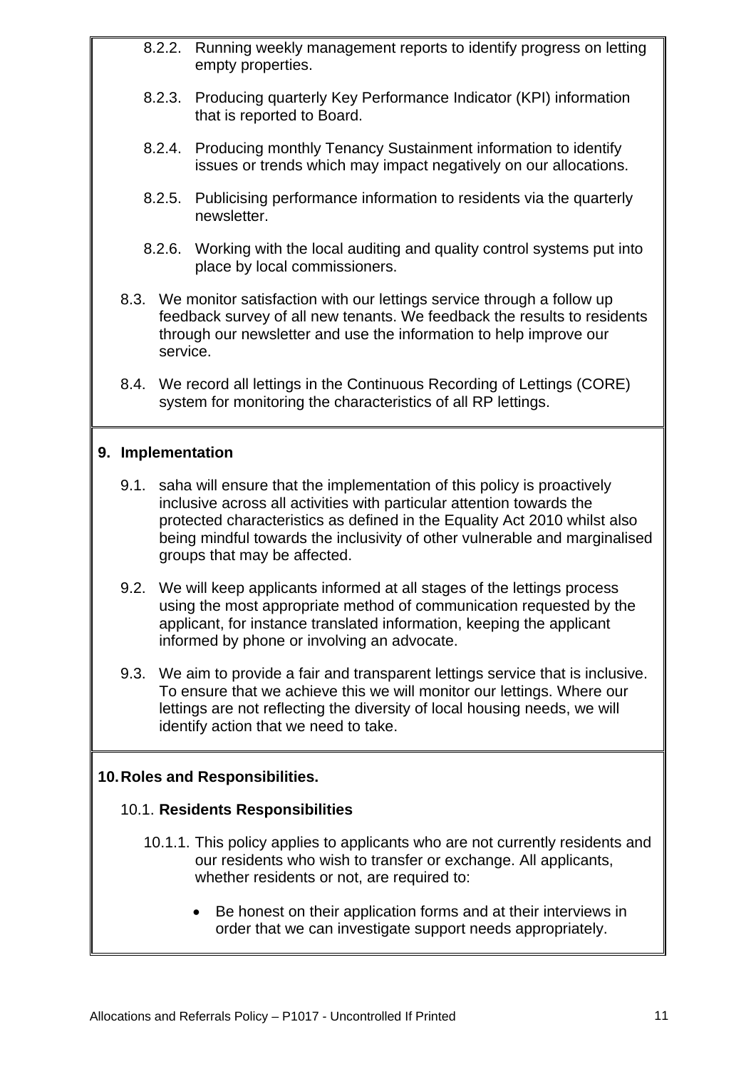8.2.2. Running weekly management reports to identify progress on letting empty properties.

8.2.3. Producing quarterly Key Performance Indicator (KPI) information that is reported to Board.

8.2.4. Producing monthly Tenancy Sustainment information to identify issues or trends which may impact negatively on our allocations.

8.2.5. Publicising performance information to residents via the quarterly newsletter.

8.2.6. Working with the local auditing and quality control systems put into place by local commissioners.

8.3. We monitor satisfaction with our lettings service through a follow up feedback survey of all new tenants. We feedback the results to residents through our newsletter and use the information to help improve our service.

8.4. We record all lettings in the Continuous Recording of Lettings (CORE) system for monitoring the characteristics of all RP lettings.

## 9. Implementation

9.1. saha will ensure that the implementation of this policy is proactively inclusive across all activities with particular attention towards the protected characteristics as defined in the Equality Act 2010 whilst also being mindful towards the inclusivity of other vulnerable and marginalised groups that may be affected.

9.2. We will keep applicants informed at all stages of the lettings process using the most appropriate method of communication requested by the applicant, for instance translated information, keeping the applicant informed by phone or involving an advocate.

9.3. We aim to provide a fair and transparent lettings service that is inclusive. To ensure that we achieve this we will monitor our lettings. Where our lettings are not reflecting the diversity of local housing needs, we will identify action that we need to take.

## 10. Roles and Responsibilities.

### 10.1. Residents Responsibilities

10.1.1. This policy applies to applicants who are not currently residents and our residents who wish to transfer or exchange. All applicants, whether residents or not, are required to:

- Be honest on their application forms and at their interviews in order that we can investigate support needs appropriately.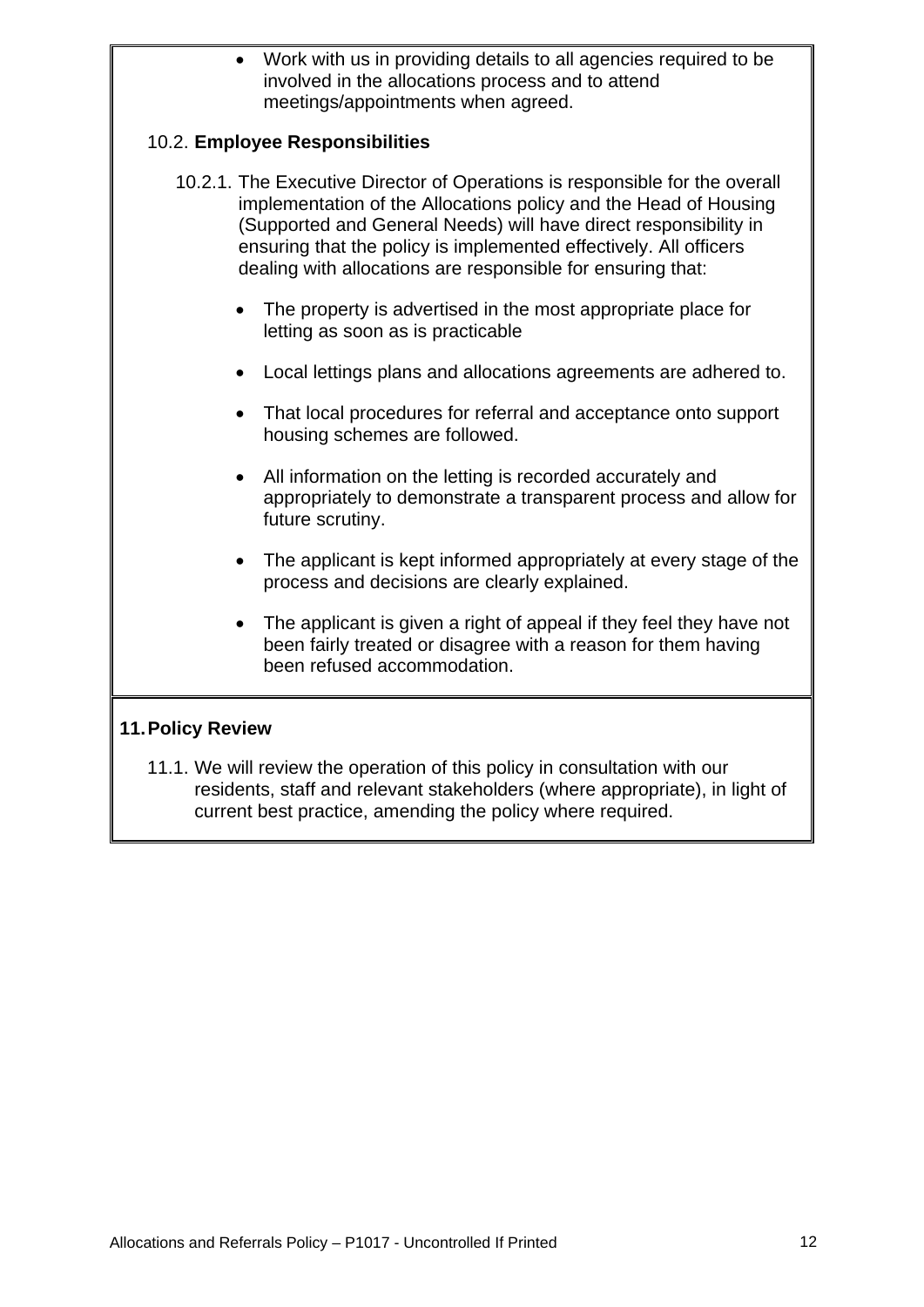- Work with us in providing details to all agencies required to be involved in the allocations process and to attend meetings/appointments when agreed.

### 10.2. **Employee Responsibilities**

10.2.1. The Executive Director of Operations is responsible for the overall implementation of the Allocations policy and the Head of Housing (Supported and General Needs) will have direct responsibility in ensuring that the policy is implemented effectively. All officers dealing with allocations are responsible for ensuring that:

- The property is advertised in the most appropriate place for letting as soon as is practicable
- Local lettings plans and allocations agreements are adhered to.
- That local procedures for referral and acceptance onto support housing schemes are followed.
- All information on the letting is recorded accurately and appropriately to demonstrate a transparent process and allow for future scrutiny.
- The applicant is kept informed appropriately at every stage of the process and decisions are clearly explained.
- The applicant is given a right of appeal if they feel they have not been fairly treated or disagree with a reason for them having been refused accommodation.

## 11. Policy Review

11.1. We will review the operation of this policy in consultation with our residents, staff and relevant stakeholders (where appropriate), in light of current best practice, amending the policy where required.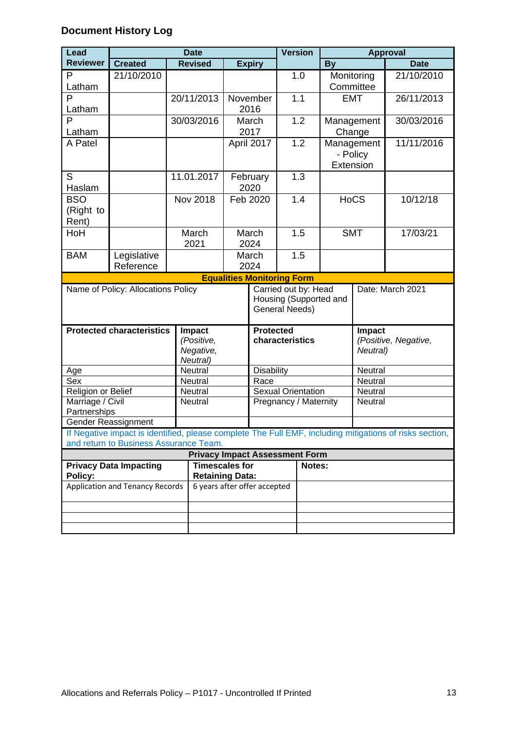## Document History Log

| Lead Reviewer | Date | | | Version | Approval | |
|---|---|---|---|---|---|---|
| | Created | Revised | Expiry | | By | Date |
| P Latham | 21/10/2010 | | | 1.0 | Monitoring Committee | 21/10/2010 |
| P Latham | | 20/11/2013 | November 2016 | 1.1 | EMT | 26/11/2013 |
| P Latham | | 30/03/2016 | March 2017 | 1.2 | Management Change | 30/03/2016 |
| A Patel | | | April 2017 | 1.2 | Management - Policy Extension | 11/11/2016 |
| S Haslam | | 11.01.2017 | February 2020 | 1.3 | | |
| BSO (Right to Rent) | | Nov 2018 | Feb 2020 | 1.4 | HoCS | 10/12/18 |
| HoH | | March 2021 | March 2024 | 1.5 | SMT | 17/03/21 |
| BAM | Legislative Reference | | March 2024 | 1.5 | | |

**Equalities Monitoring Form**

| Name of Policy: Allocations Policy | | Carried out by: Head Housing (Supported and General Needs) | Date: March 2021 |
|---|---|---|---|
| **Protected characteristics** | **Impact** *(Positive, Negative, Neutral)* | **Protected characteristics** | **Impact** *(Positive, Negative, Neutral)* |
| Age | Neutral | Disability | Neutral |
| Sex | Neutral | Race | Neutral |
| Religion or Belief | Neutral | Sexual Orientation | Neutral |
| Marriage / Civil Partnerships | Neutral | Pregnancy / Maternity | Neutral |
| Gender Reassignment | | | |

If Negative impact is identified, please complete The Full EMF, including mitigations of risks section, and return to Business Assurance Team.

**Privacy Impact Assessment Form**

| **Privacy Data Impacting Policy:** | **Timescales for Retaining Data:** | **Notes:** |
|---|---|---|
| Application and Tenancy Records | 6 years after offer accepted | |
| | | |
| | | |
| | | |